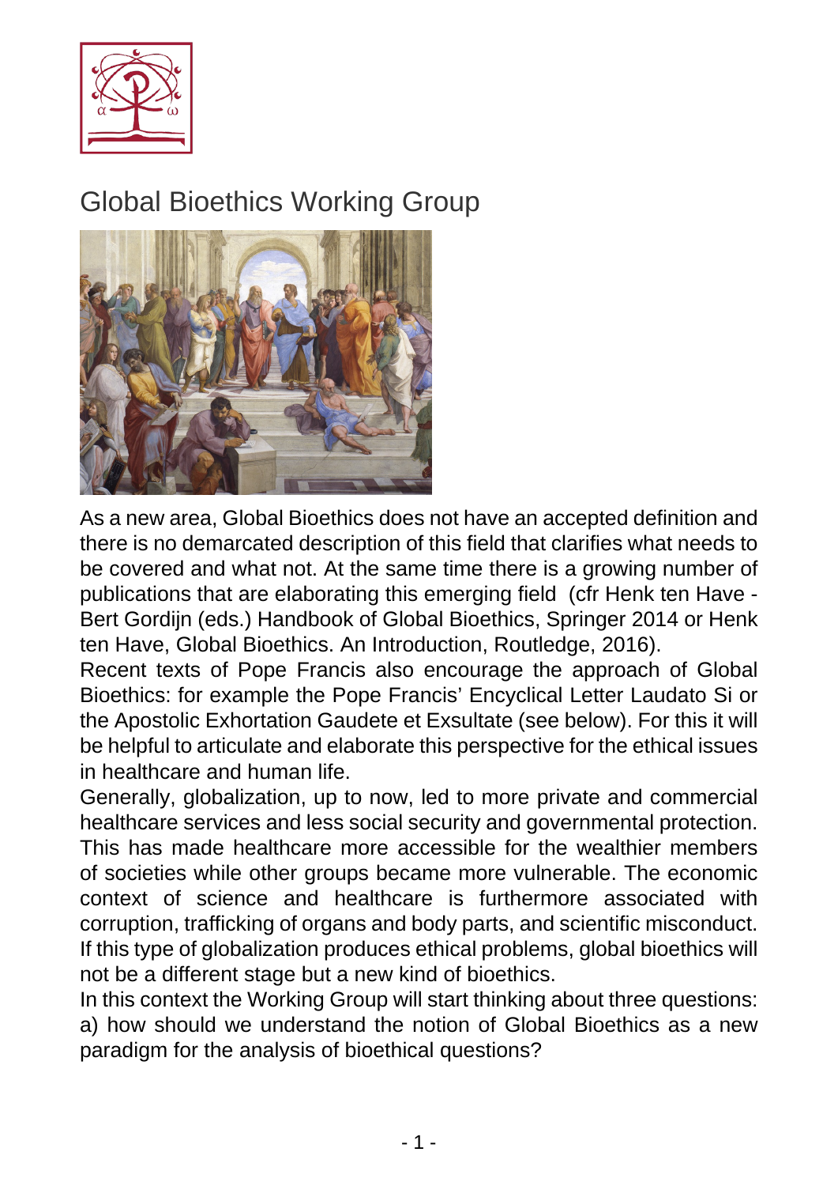# Global Bioethics Working Group

As a new area, Global Bioethics does not have an accepted definition and there is no demarcated description of this field that clarifies what needs to be covered and what not. At the same time there is a growing number of publications that are elaborating this emerging field (cfr Henk ten Have - Bert Gordijn (eds.) Handbook of Global Bioethics, Springer 2014 or Henk ten Have, Global Bioethics. An Introduction, Routledge, 2016).

Recent texts of Pope Francis also encourage the approach of Global Bioethics: for example the Pope Francis' Encyclical Letter Laudato Si or the Apostolic Exhortation Gaudete et Exsultate (see below). For this it will be helpful to articulate and elaborate this perspective for the ethical issues in healthcare and human life.

Generally, globalization, up to now, led to more private and commercial healthcare services and less social security and governmental protection. This has made healthcare more accessible for the wealthier members of societies while other groups became more vulnerable. The economic context of science and healthcare is furthermore associated with corruption, trafficking of organs and body parts, and scientific misconduct. If this type of globalization produces ethical problems, global bioethics will not be a different stage but a new kind of bioethics.

In this context the Working Group will start thinking about three questions:

a) how should we understand the notion of Global Bioethics as a new paradigm for the analysis of bioethical questions?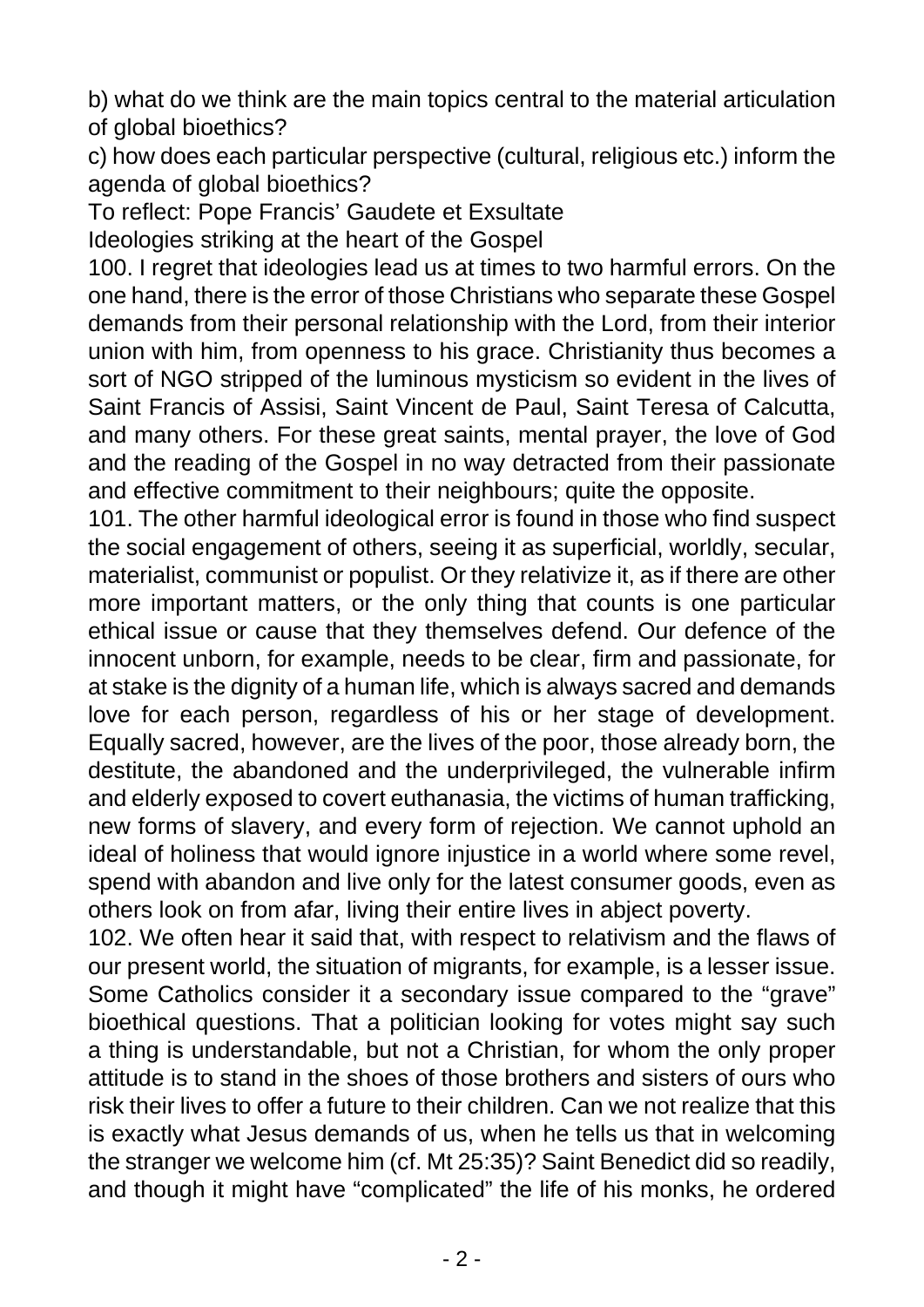b) what do we think are the main topics central to the material articulation of global bioethics?

c) how does each particular perspective (cultural, religious etc.) inform the agenda of global bioethics?

To reflect: Pope Francis' Gaudete et Exsultate

Ideologies striking at the heart of the Gospel

100. I regret that ideologies lead us at times to two harmful errors. On the one hand, there is the error of those Christians who separate these Gospel demands from their personal relationship with the Lord, from their interior union with him, from openness to his grace. Christianity thus becomes a sort of NGO stripped of the luminous mysticism so evident in the lives of Saint Francis of Assisi, Saint Vincent de Paul, Saint Teresa of Calcutta, and many others. For these great saints, mental prayer, the love of God and the reading of the Gospel in no way detracted from their passionate and effective commitment to their neighbours; quite the opposite.

101. The other harmful ideological error is found in those who find suspect the social engagement of others, seeing it as superficial, worldly, secular, materialist, communist or populist. Or they relativize it, as if there are other more important matters, or the only thing that counts is one particular ethical issue or cause that they themselves defend. Our defence of the innocent unborn, for example, needs to be clear, firm and passionate, for at stake is the dignity of a human life, which is always sacred and demands love for each person, regardless of his or her stage of development. Equally sacred, however, are the lives of the poor, those already born, the destitute, the abandoned and the underprivileged, the vulnerable infirm and elderly exposed to covert euthanasia, the victims of human trafficking, new forms of slavery, and every form of rejection. We cannot uphold an ideal of holiness that would ignore injustice in a world where some revel, spend with abandon and live only for the latest consumer goods, even as others look on from afar, living their entire lives in abject poverty.

102. We often hear it said that, with respect to relativism and the flaws of our present world, the situation of migrants, for example, is a lesser issue. Some Catholics consider it a secondary issue compared to the "grave" bioethical questions. That a politician looking for votes might say such a thing is understandable, but not a Christian, for whom the only proper attitude is to stand in the shoes of those brothers and sisters of ours who risk their lives to offer a future to their children. Can we not realize that this is exactly what Jesus demands of us, when he tells us that in welcoming the stranger we welcome him (cf. Mt 25:35)? Saint Benedict did so readily, and though it might have "complicated" the life of his monks, he ordered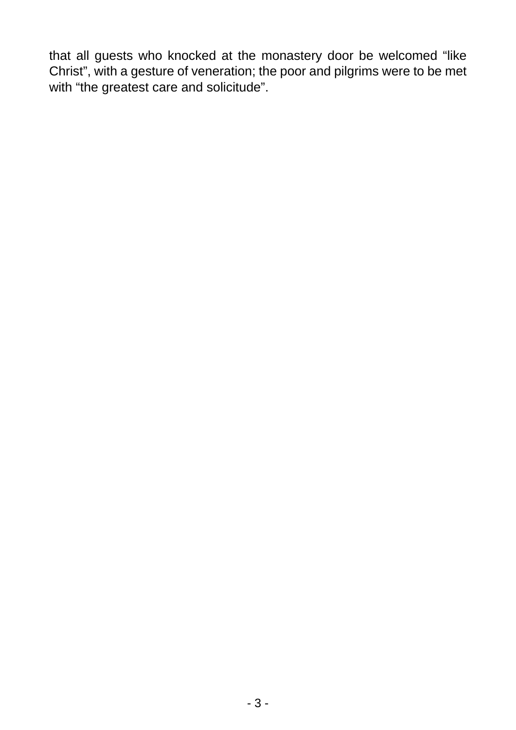that all guests who knocked at the monastery door be welcomed “like Christ”, with a gesture of veneration; the poor and pilgrims were to be met with “the greatest care and solicitude”.